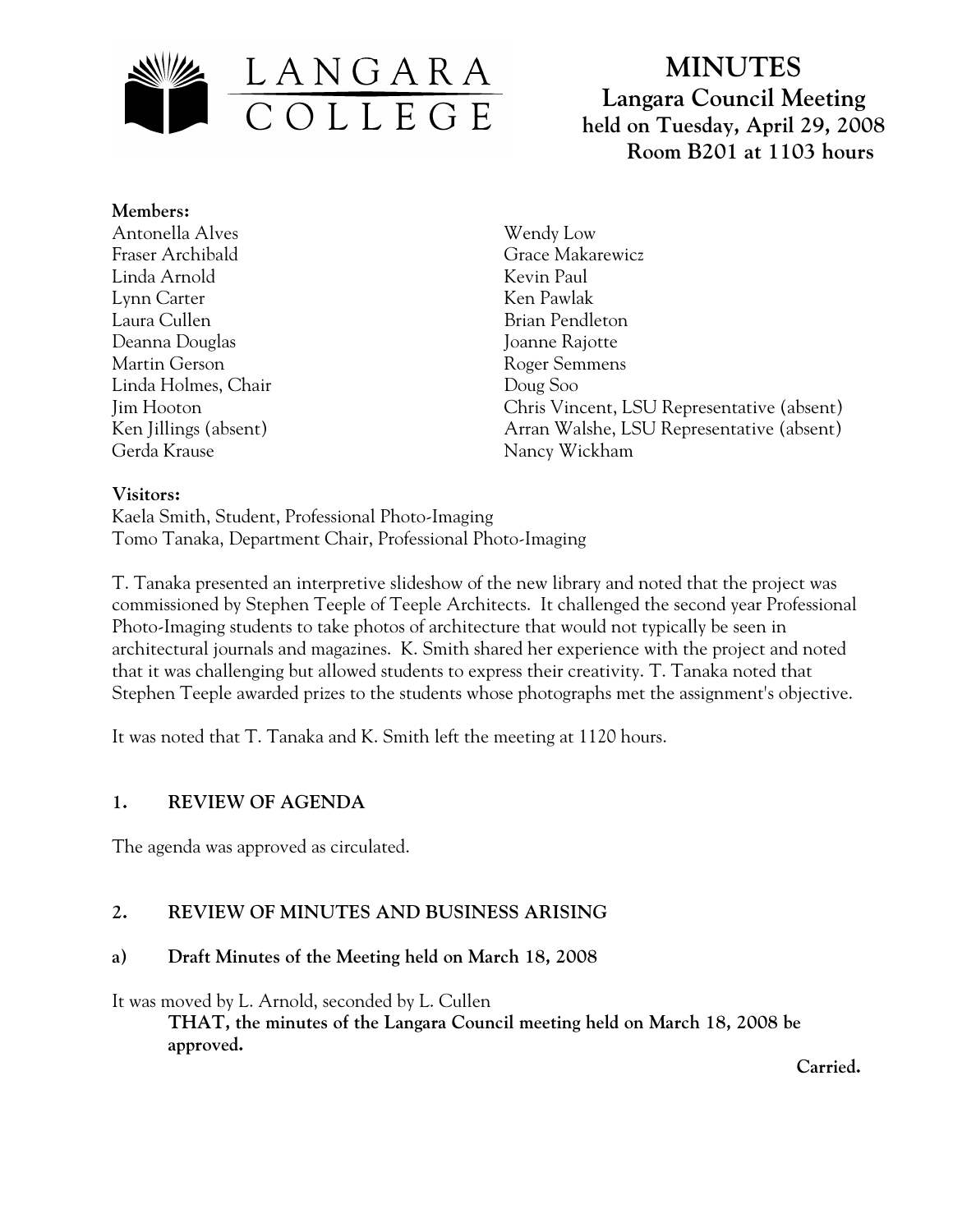# MINUTES

## Langara Council Meeting

**held on Tuesday, April 29, 2008**
**Room B201 at 1103 hours**

**Members:**

Antonella Alves
Fraser Archibald
Linda Arnold
Lynn Carter
Laura Cullen
Deanna Douglas
Martin Gerson
Linda Holmes, Chair
Jim Hooton
Ken Jillings (absent)
Gerda Krause
Wendy Low
Grace Makarewicz
Kevin Paul
Ken Pawlak
Brian Pendleton
Joanne Rajotte
Roger Semmens
Doug Soo
Chris Vincent, LSU Representative (absent)
Arran Walshe, LSU Representative (absent)
Nancy Wickham

**Visitors:**

Kaela Smith, Student, Professional Photo-Imaging
Tomo Tanaka, Department Chair, Professional Photo-Imaging

T. Tanaka presented an interpretive slideshow of the new library and noted that the project was commissioned by Stephen Teeple of Teeple Architects. It challenged the second year Professional Photo-Imaging students to take photos of architecture that would not typically be seen in architectural journals and magazines. K. Smith shared her experience with the project and noted that it was challenging but allowed students to express their creativity. T. Tanaka noted that Stephen Teeple awarded prizes to the students whose photographs met the assignment's objective.

It was noted that T. Tanaka and K. Smith left the meeting at 1120 hours.

## 1. REVIEW OF AGENDA

The agenda was approved as circulated.

## 2. REVIEW OF MINUTES AND BUSINESS ARISING

### a) Draft Minutes of the Meeting held on March 18, 2008

It was moved by L. Arnold, seconded by L. Cullen

> **THAT, the minutes of the Langara Council meeting held on March 18, 2008 be approved.**

**Carried.**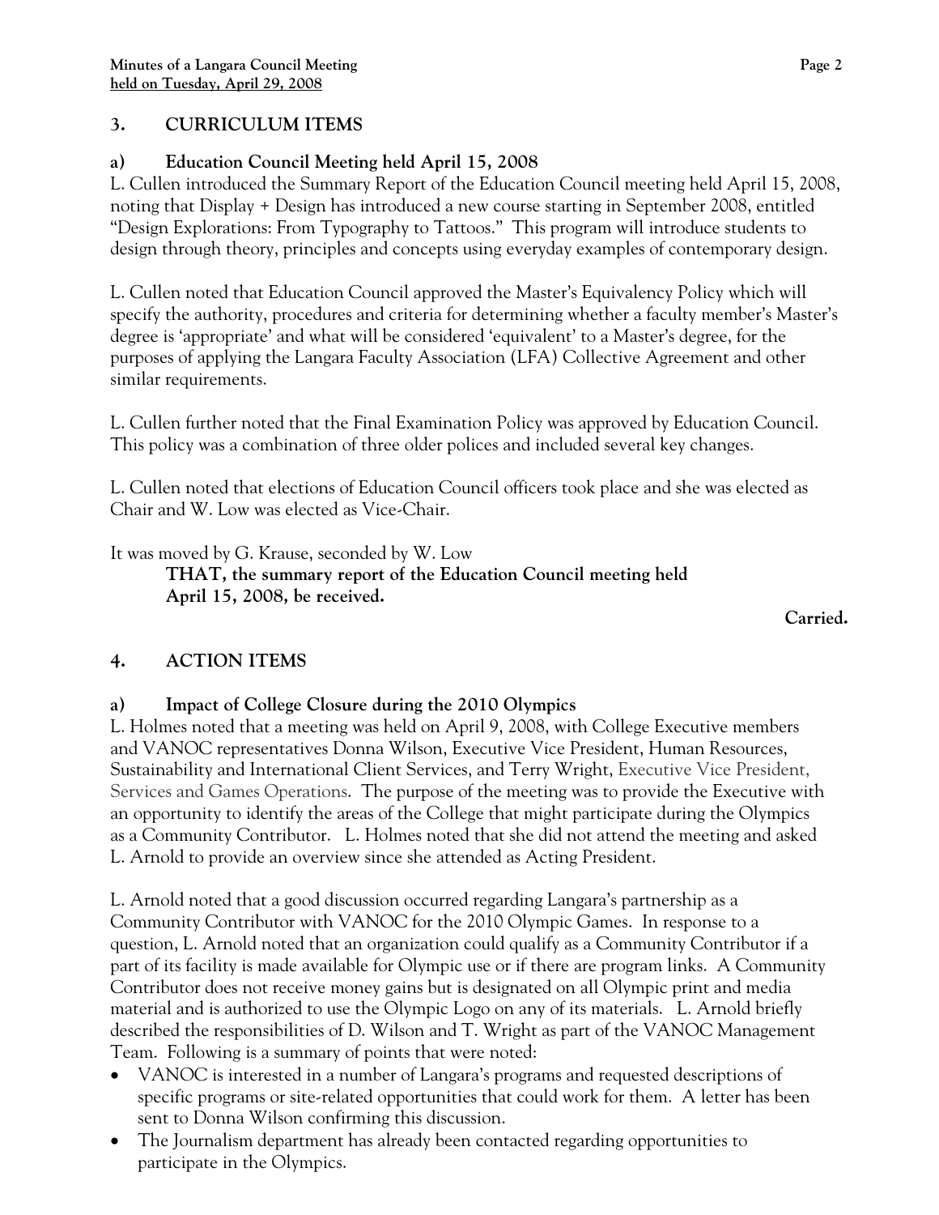## 3. CURRICULUM ITEMS

### a) Education Council Meeting held April 15, 2008

L. Cullen introduced the Summary Report of the Education Council meeting held April 15, 2008, noting that Display + Design has introduced a new course starting in September 2008, entitled "Design Explorations: From Typography to Tattoos." This program will introduce students to design through theory, principles and concepts using everyday examples of contemporary design.

L. Cullen noted that Education Council approved the Master's Equivalency Policy which will specify the authority, procedures and criteria for determining whether a faculty member's Master's degree is 'appropriate' and what will be considered 'equivalent' to a Master's degree, for the purposes of applying the Langara Faculty Association (LFA) Collective Agreement and other similar requirements.

L. Cullen further noted that the Final Examination Policy was approved by Education Council. This policy was a combination of three older polices and included several key changes.

L. Cullen noted that elections of Education Council officers took place and she was elected as Chair and W. Low was elected as Vice-Chair.

It was moved by G. Krause, seconded by W. Low

**THAT, the summary report of the Education Council meeting held April 15, 2008, be received.**

**Carried.**

## 4. ACTION ITEMS

### a) Impact of College Closure during the 2010 Olympics

L. Holmes noted that a meeting was held on April 9, 2008, with College Executive members and VANOC representatives Donna Wilson, Executive Vice President, Human Resources, Sustainability and International Client Services, and Terry Wright, Executive Vice President, Services and Games Operations. The purpose of the meeting was to provide the Executive with an opportunity to identify the areas of the College that might participate during the Olympics as a Community Contributor. L. Holmes noted that she did not attend the meeting and asked L. Arnold to provide an overview since she attended as Acting President.

L. Arnold noted that a good discussion occurred regarding Langara's partnership as a Community Contributor with VANOC for the 2010 Olympic Games. In response to a question, L. Arnold noted that an organization could qualify as a Community Contributor if a part of its facility is made available for Olympic use or if there are program links. A Community Contributor does not receive money gains but is designated on all Olympic print and media material and is authorized to use the Olympic Logo on any of its materials. L. Arnold briefly described the responsibilities of D. Wilson and T. Wright as part of the VANOC Management Team. Following is a summary of points that were noted:

- VANOC is interested in a number of Langara's programs and requested descriptions of specific programs or site-related opportunities that could work for them. A letter has been sent to Donna Wilson confirming this discussion.
- The Journalism department has already been contacted regarding opportunities to participate in the Olympics.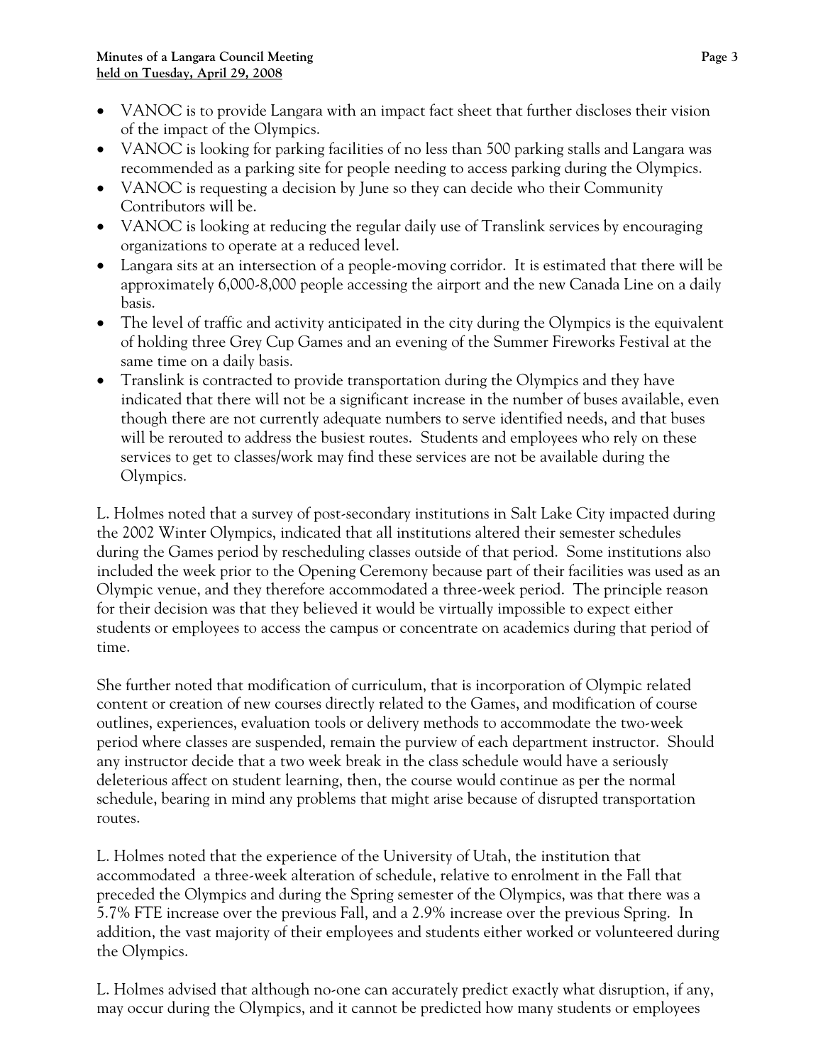- VANOC is to provide Langara with an impact fact sheet that further discloses their vision of the impact of the Olympics.
- VANOC is looking for parking facilities of no less than 500 parking stalls and Langara was recommended as a parking site for people needing to access parking during the Olympics.
- VANOC is requesting a decision by June so they can decide who their Community Contributors will be.
- VANOC is looking at reducing the regular daily use of Translink services by encouraging organizations to operate at a reduced level.
- Langara sits at an intersection of a people-moving corridor. It is estimated that there will be approximately 6,000-8,000 people accessing the airport and the new Canada Line on a daily basis.
- The level of traffic and activity anticipated in the city during the Olympics is the equivalent of holding three Grey Cup Games and an evening of the Summer Fireworks Festival at the same time on a daily basis.
- Translink is contracted to provide transportation during the Olympics and they have indicated that there will not be a significant increase in the number of buses available, even though there are not currently adequate numbers to serve identified needs, and that buses will be rerouted to address the busiest routes. Students and employees who rely on these services to get to classes/work may find these services are not be available during the Olympics.

L. Holmes noted that a survey of post-secondary institutions in Salt Lake City impacted during the 2002 Winter Olympics, indicated that all institutions altered their semester schedules during the Games period by rescheduling classes outside of that period. Some institutions also included the week prior to the Opening Ceremony because part of their facilities was used as an Olympic venue, and they therefore accommodated a three-week period. The principle reason for their decision was that they believed it would be virtually impossible to expect either students or employees to access the campus or concentrate on academics during that period of time.

She further noted that modification of curriculum, that is incorporation of Olympic related content or creation of new courses directly related to the Games, and modification of course outlines, experiences, evaluation tools or delivery methods to accommodate the two-week period where classes are suspended, remain the purview of each department instructor. Should any instructor decide that a two week break in the class schedule would have a seriously deleterious affect on student learning, then, the course would continue as per the normal schedule, bearing in mind any problems that might arise because of disrupted transportation routes.

L. Holmes noted that the experience of the University of Utah, the institution that accommodated a three-week alteration of schedule, relative to enrolment in the Fall that preceded the Olympics and during the Spring semester of the Olympics, was that there was a 5.7% FTE increase over the previous Fall, and a 2.9% increase over the previous Spring. In addition, the vast majority of their employees and students either worked or volunteered during the Olympics.

L. Holmes advised that although no-one can accurately predict exactly what disruption, if any, may occur during the Olympics, and it cannot be predicted how many students or employees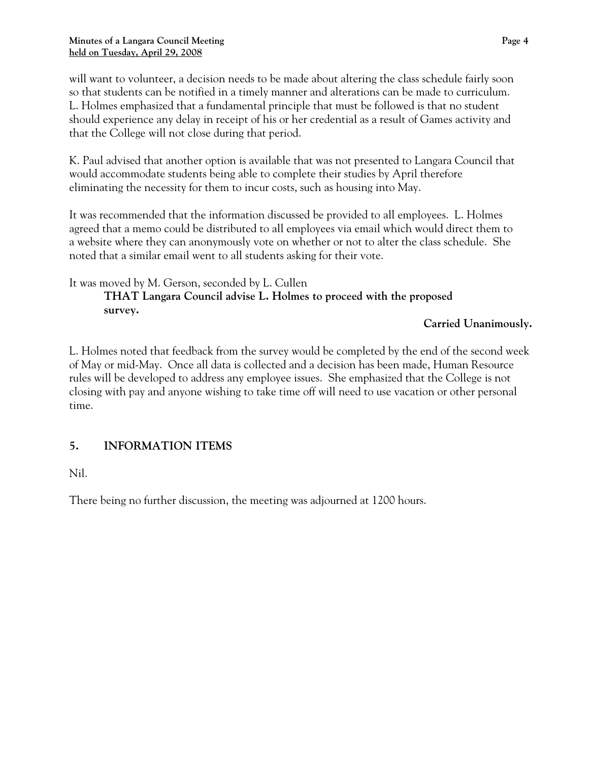will want to volunteer, a decision needs to be made about altering the class schedule fairly soon so that students can be notified in a timely manner and alterations can be made to curriculum. L. Holmes emphasized that a fundamental principle that must be followed is that no student should experience any delay in receipt of his or her credential as a result of Games activity and that the College will not close during that period.

K. Paul advised that another option is available that was not presented to Langara Council that would accommodate students being able to complete their studies by April therefore eliminating the necessity for them to incur costs, such as housing into May.

It was recommended that the information discussed be provided to all employees. L. Holmes agreed that a memo could be distributed to all employees via email which would direct them to a website where they can anonymously vote on whether or not to alter the class schedule. She noted that a similar email went to all students asking for their vote.

It was moved by M. Gerson, seconded by L. Cullen

> **THAT Langara Council advise L. Holmes to proceed with the proposed survey.**

**Carried Unanimously.**

L. Holmes noted that feedback from the survey would be completed by the end of the second week of May or mid-May. Once all data is collected and a decision has been made, Human Resource rules will be developed to address any employee issues. She emphasized that the College is not closing with pay and anyone wishing to take time off will need to use vacation or other personal time.

## 5. INFORMATION ITEMS

Nil.

There being no further discussion, the meeting was adjourned at 1200 hours.